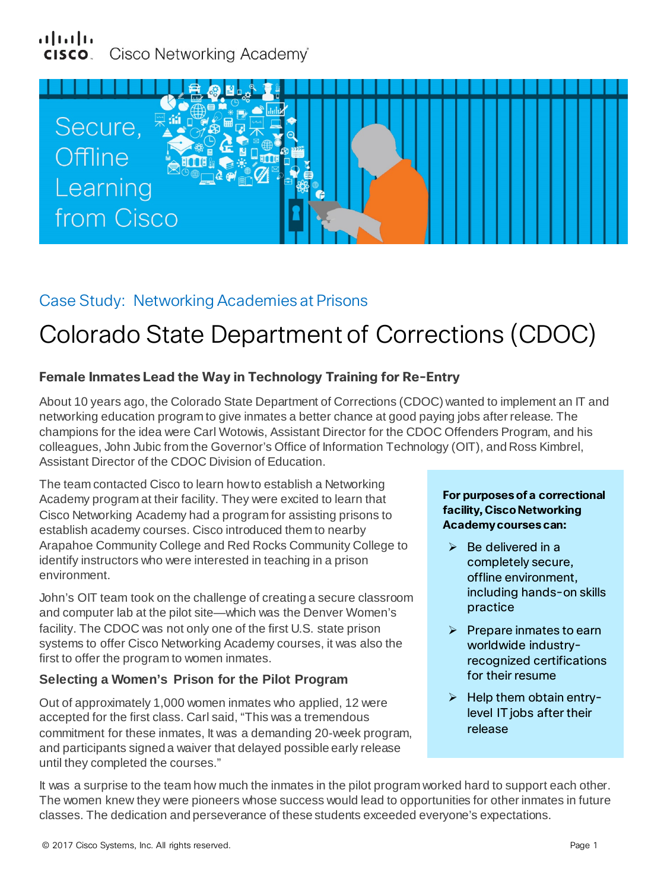Cisco Networking Academy

Secure, Offline Learning from Cisco

Case Study: Networking Academies at Prisons

# Colorado State Department of Corrections (CDOC)

### Female Inmates Lead the Way in Technology Training for Re-Entry

About 10 years ago, the Colorado State Department of Corrections (CDOC) wanted to implement an IT and networking education program to give inmates a better chance at good paying jobs after release. The champions for the idea were Carl Wotowis, Assistant Director for the CDOC Offenders Program, and his colleagues, John Jubic from the Governor's Office of Information Technology (OIT), and Ross Kimbrel, Assistant Director of the CDOC Division of Education.

The team contacted Cisco to learn how to establish a Networking Academy program at their facility. They were excited to learn that Cisco Networking Academy had a program for assisting prisons to establish academy courses. Cisco introduced them to nearby Arapahoe Community College and Red Rocks Community College to identify instructors who were interested in teaching in a prison environment.

John's OIT team took on the challenge of creating a secure classroom and computer lab at the pilot site—which was the Denver Women's facility. The CDOC was not only one of the first U.S. state prison systems to offer Cisco Networking Academy courses, it was also the first to offer the program to women inmates.

**For purposes of a correctional facility, Cisco Networking Academy courses can:**

- Be delivered in a completely secure, offline environment, including hands-on skills practice
- Prepare inmates to earn worldwide industry-recognized certifications for their resume
- Help them obtain entry-level IT jobs after their release

### Selecting a Women's Prison for the Pilot Program

Out of approximately 1,000 women inmates who applied, 12 were accepted for the first class. Carl said, "This was a tremendous commitment for these inmates, It was a demanding 20-week program, and participants signed a waiver that delayed possible early release until they completed the courses."

It was a surprise to the team how much the inmates in the pilot program worked hard to support each other. The women knew they were pioneers whose success would lead to opportunities for other inmates in future classes. The dedication and perseverance of these students exceeded everyone's expectations.

© 2017 Cisco Systems, Inc. All rights reserved.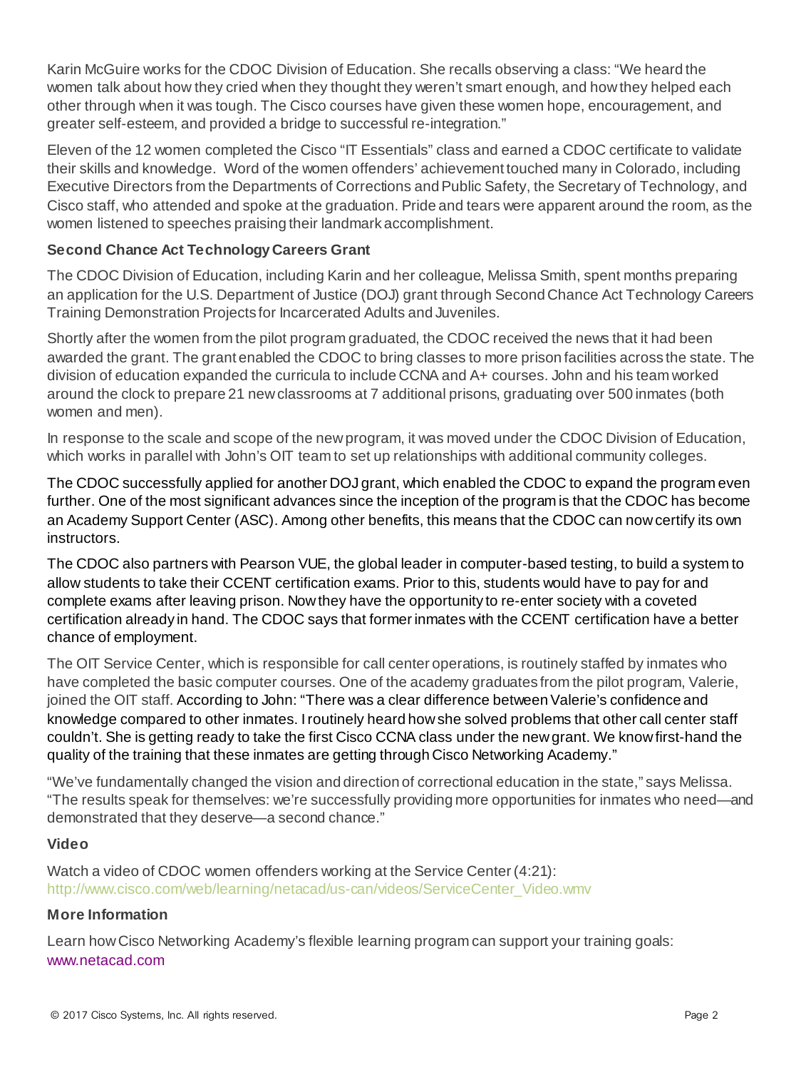Karin McGuire works for the CDOC Division of Education. She recalls observing a class: "We heard the women talk about how they cried when they thought they weren't smart enough, and how they helped each other through when it was tough. The Cisco courses have given these women hope, encouragement, and greater self-esteem, and provided a bridge to successful re-integration."

Eleven of the 12 women completed the Cisco "IT Essentials" class and earned a CDOC certificate to validate their skills and knowledge. Word of the women offenders' achievement touched many in Colorado, including Executive Directors from the Departments of Corrections and Public Safety, the Secretary of Technology, and Cisco staff, who attended and spoke at the graduation. Pride and tears were apparent around the room, as the women listened to speeches praising their landmark accomplishment.

### Second Chance Act Technology Careers Grant

The CDOC Division of Education, including Karin and her colleague, Melissa Smith, spent months preparing an application for the U.S. Department of Justice (DOJ) grant through Second Chance Act Technology Careers Training Demonstration Projects for Incarcerated Adults and Juveniles.

Shortly after the women from the pilot program graduated, the CDOC received the news that it had been awarded the grant. The grant enabled the CDOC to bring classes to more prison facilities across the state. The division of education expanded the curricula to include CCNA and A+ courses. John and his team worked around the clock to prepare 21 new classrooms at 7 additional prisons, graduating over 500 inmates (both women and men).

In response to the scale and scope of the new program, it was moved under the CDOC Division of Education, which works in parallel with John's OIT team to set up relationships with additional community colleges.

The CDOC successfully applied for another DOJ grant, which enabled the CDOC to expand the program even further. One of the most significant advances since the inception of the program is that the CDOC has become an Academy Support Center (ASC). Among other benefits, this means that the CDOC can now certify its own instructors.

The CDOC also partners with Pearson VUE, the global leader in computer-based testing, to build a system to allow students to take their CCENT certification exams. Prior to this, students would have to pay for and complete exams after leaving prison. Now they have the opportunity to re-enter society with a coveted certification already in hand. The CDOC says that former inmates with the CCENT certification have a better chance of employment.

The OIT Service Center, which is responsible for call center operations, is routinely staffed by inmates who have completed the basic computer courses. One of the academy graduates from the pilot program, Valerie, joined the OIT staff. According to John: "There was a clear difference between Valerie's confidence and knowledge compared to other inmates. I routinely heard how she solved problems that other call center staff couldn't. She is getting ready to take the first Cisco CCNA class under the new grant. We know first-hand the quality of the training that these inmates are getting through Cisco Networking Academy."

"We've fundamentally changed the vision and direction of correctional education in the state," says Melissa. "The results speak for themselves: we're successfully providing more opportunities for inmates who need—and demonstrated that they deserve—a second chance."

### Video

Watch a video of CDOC women offenders working at the Service Center (4:21):
http://www.cisco.com/web/learning/netacad/us-can/videos/ServiceCenter_Video.wmv

### More Information

Learn how Cisco Networking Academy's flexible learning program can support your training goals:
www.netacad.com

© 2017 Cisco Systems, Inc. All rights reserved.